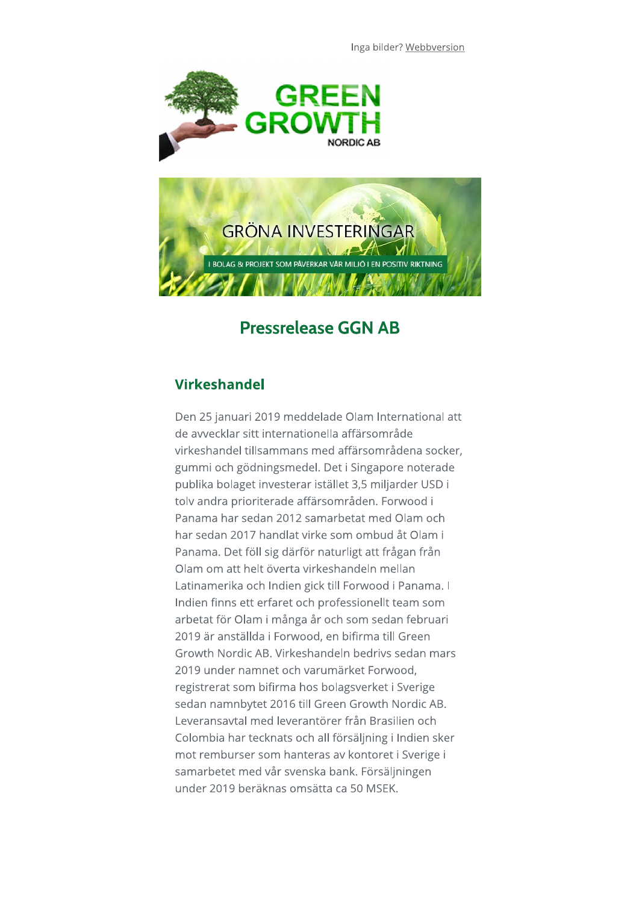Inga bilder? Webbversion

GREEN GROWTH NORDIC AB

GRÖNA INVESTERINGAR

I BOLAG & PROJEKT SOM PÅVERKAR VÅR MILJÖ I EN POSITIV RIKTNING

# Pressrelease GGN AB

## Virkeshandel

Den 25 januari 2019 meddelade Olam International att de avvecklar sitt internationella affärsområde virkeshandel tillsammans med affärsområdena socker, gummi och gödningsmedel. Det i Singapore noterade publika bolaget investerar istället 3,5 miljarder USD i tolv andra prioriterade affärsområden. Forwood i Panama har sedan 2012 samarbetat med Olam och har sedan 2017 handlat virke som ombud åt Olam i Panama. Det föll sig därför naturligt att frågan från Olam om att helt överta virkeshandeln mellan Latinamerika och Indien gick till Forwood i Panama. I Indien finns ett erfaret och professionellt team som arbetat för Olam i många år och som sedan februari 2019 är anställda i Forwood, en bifirma till Green Growth Nordic AB. Virkeshandeln bedrivs sedan mars 2019 under namnet och varumärket Forwood, registrerat som bifirma hos bolagsverket i Sverige sedan namnbytet 2016 till Green Growth Nordic AB. Leveransavtal med leverantörer från Brasilien och Colombia har tecknats och all försäljning i Indien sker mot remburser som hanteras av kontoret i Sverige i samarbetet med vår svenska bank. Försäljningen under 2019 beräknas omsätta ca 50 MSEK.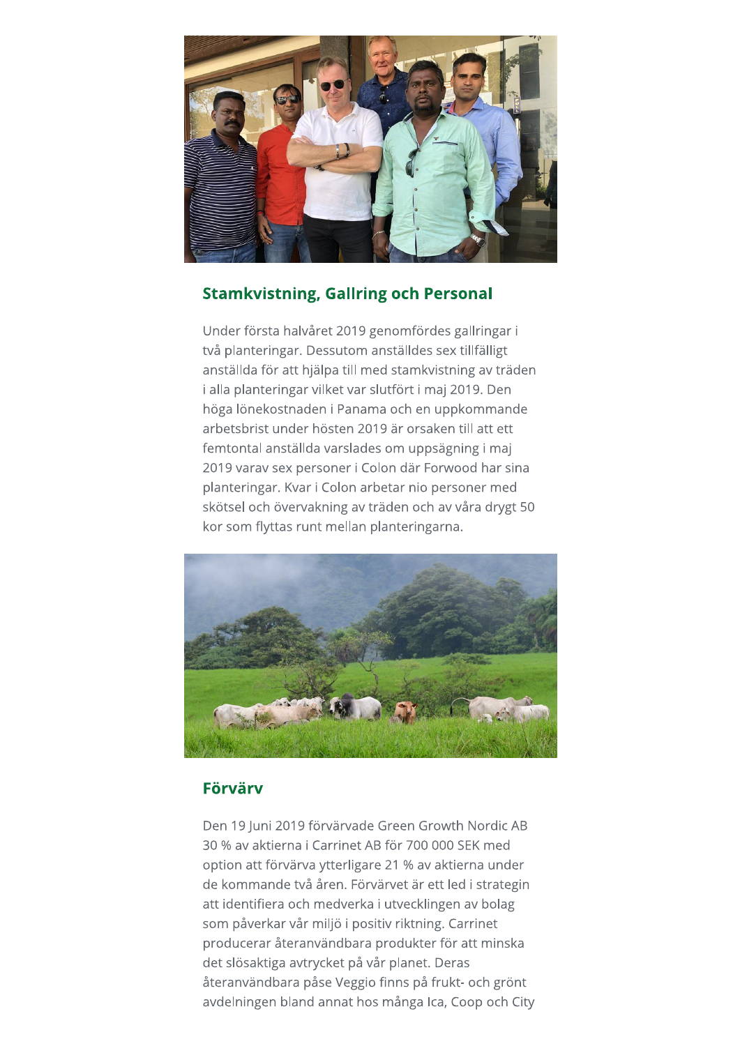## Stamkvistning, Gallring och Personal

Under första halvåret 2019 genomfördes gallringar i två planteringar. Dessutom anställdes sex tillfälligt anställda för att hjälpa till med stamkvistning av träden i alla planteringar vilket var slutfört i maj 2019. Den höga lönekostnaden i Panama och en uppkommande arbetsbrist under hösten 2019 är orsaken till att ett femtontal anställda varslades om uppsägning i maj 2019 varav sex personer i Colon där Forwood har sina planteringar. Kvar i Colon arbetar nio personer med skötsel och övervakning av träden och av våra drygt 50 kor som flyttas runt mellan planteringarna.

## Förvärv

Den 19 Juni 2019 förvärvade Green Growth Nordic AB 30 % av aktierna i Carrinet AB för 700 000 SEK med option att förvärva ytterligare 21 % av aktierna under de kommande två åren. Förvärvet är ett led i strategin att identifiera och medverka i utvecklingen av bolag som påverkar vår miljö i positiv riktning. Carrinet producerar återanvändbara produkter för att minska det slösaktiga avtrycket på vår planet. Deras återanvändbara påse Veggio finns på frukt- och grönt avdelningen bland annat hos många Ica, Coop och City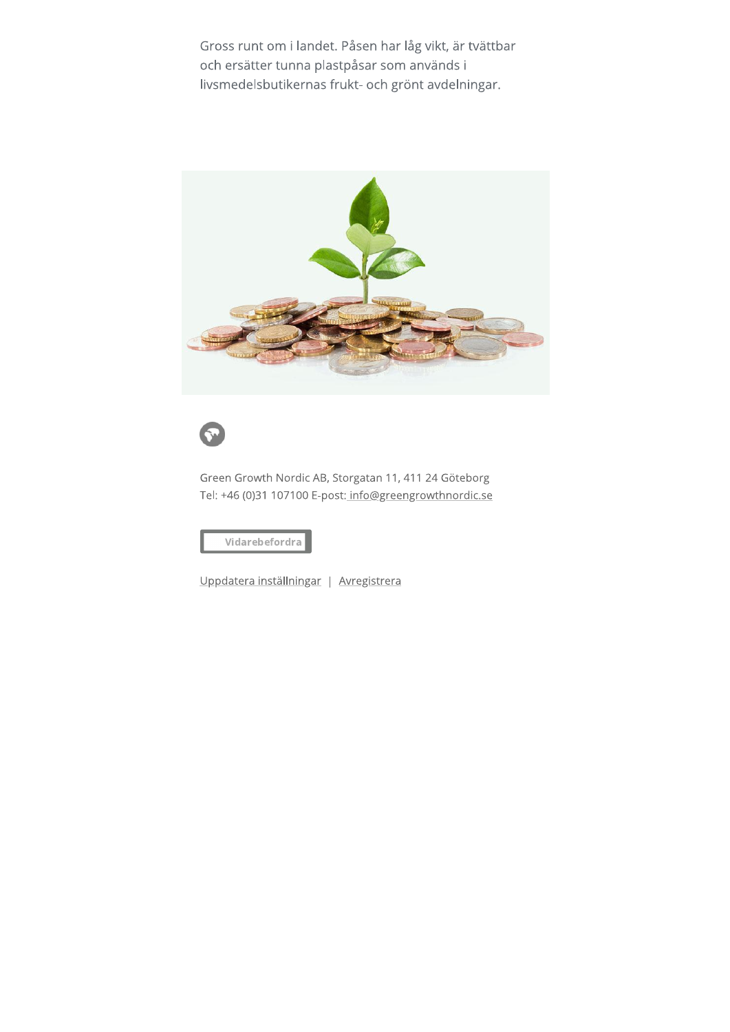Gross runt om i landet. Påsen har låg vikt, är tvättbar och ersätter tunna plastpåsar som används i livsmedelsbutikernas frukt- och grönt avdelningar.

Green Growth Nordic AB, Storgatan 11, 411 24 Göteborg
Tel: +46 (0)31 107100 E-post: info@greengrowthnordic.se

Vidarebefordra

Uppdatera inställningar | Avregistrera